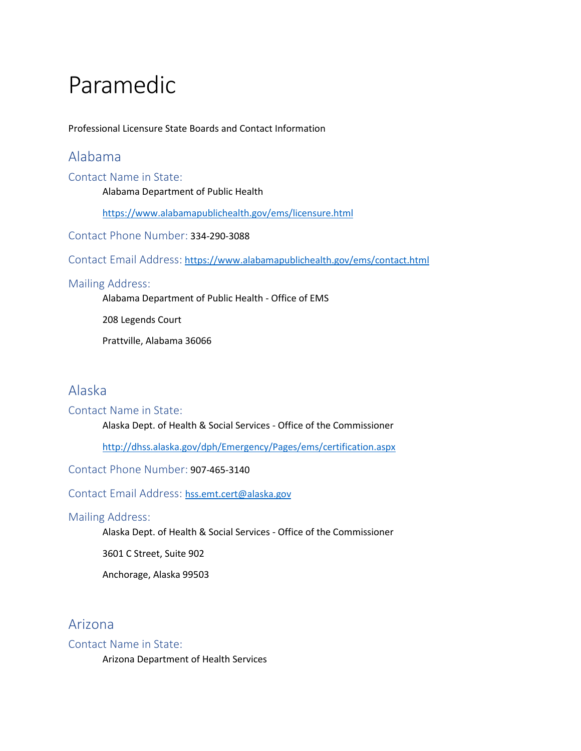# Paramedic

Professional Licensure State Boards and Contact Information

## Alabama

### Contact Name in State:

Alabama Department of Public Health

https://www.alabamapublichealth.gov/ems/licensure.html

**Contact Phone Number:** 334-290-3088

**Contact Email Address:** https://www.alabamapublichealth.gov/ems/contact.html

### Mailing Address:

Alabama Department of Public Health - Office of EMS

208 Legends Court

Prattville, Alabama 36066

## Alaska

### Contact Name in State:

Alaska Dept. of Health & Social Services - Office of the Commissioner

http://dhss.alaska.gov/dph/Emergency/Pages/ems/certification.aspx

**Contact Phone Number:** 907-465-3140

**Contact Email Address:** hss.emt.cert@alaska.gov

### Mailing Address:

Alaska Dept. of Health & Social Services - Office of the Commissioner

3601 C Street, Suite 902

Anchorage, Alaska 99503

## Arizona

### Contact Name in State:

Arizona Department of Health Services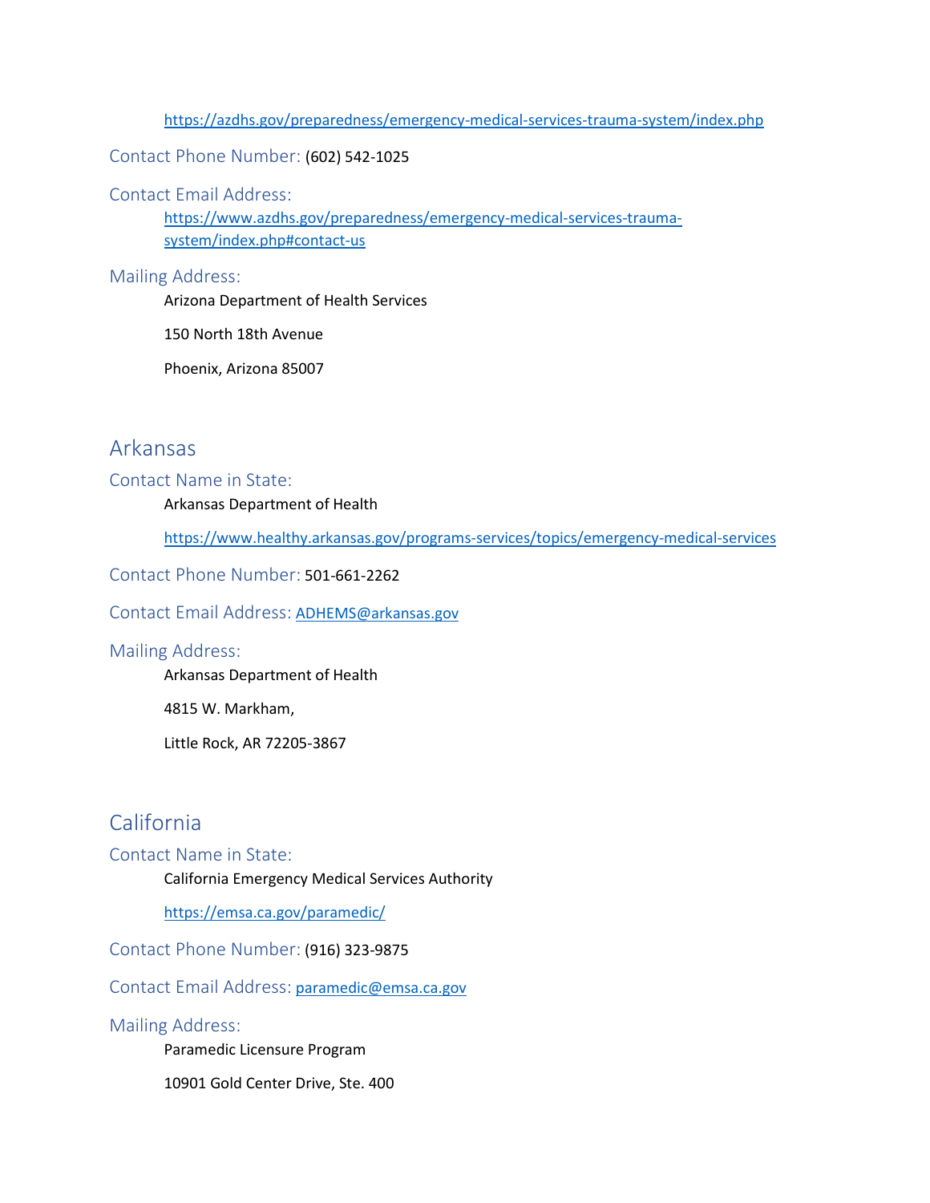https://azdhs.gov/preparedness/emergency-medical-services-trauma-system/index.php

### Contact Phone Number: (602) 542-1025

### Contact Email Address:

https://www.azdhs.gov/preparedness/emergency-medical-services-trauma-system/index.php#contact-us

### Mailing Address:

Arizona Department of Health Services

150 North 18th Avenue

Phoenix, Arizona 85007

## Arkansas

### Contact Name in State:

Arkansas Department of Health

https://www.healthy.arkansas.gov/programs-services/topics/emergency-medical-services

### Contact Phone Number: 501-661-2262

### Contact Email Address: ADHEMS@arkansas.gov

### Mailing Address:

Arkansas Department of Health

4815 W. Markham,

Little Rock, AR 72205-3867

## California

### Contact Name in State:

California Emergency Medical Services Authority

https://emsa.ca.gov/paramedic/

### Contact Phone Number: (916) 323-9875

### Contact Email Address: paramedic@emsa.ca.gov

### Mailing Address:

Paramedic Licensure Program

10901 Gold Center Drive, Ste. 400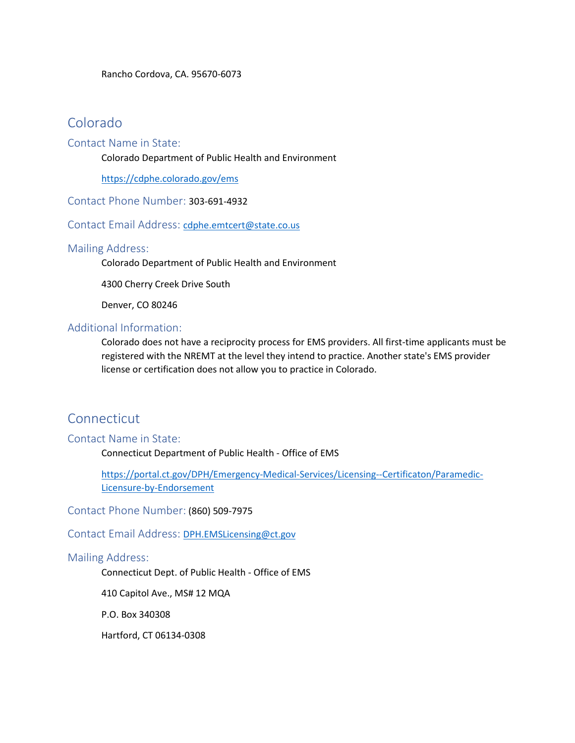Rancho Cordova, CA. 95670-6073

## Colorado

### Contact Name in State:

Colorado Department of Public Health and Environment

https://cdphe.colorado.gov/ems

### Contact Phone Number: 303-691-4932

### Contact Email Address: cdphe.emtcert@state.co.us

### Mailing Address:

Colorado Department of Public Health and Environment

4300 Cherry Creek Drive South

Denver, CO 80246

### Additional Information:

Colorado does not have a reciprocity process for EMS providers. All first-time applicants must be registered with the NREMT at the level they intend to practice. Another state's EMS provider license or certification does not allow you to practice in Colorado.

## Connecticut

### Contact Name in State:

Connecticut Department of Public Health - Office of EMS

https://portal.ct.gov/DPH/Emergency-Medical-Services/Licensing--Certificaton/Paramedic-Licensure-by-Endorsement

### Contact Phone Number: (860) 509-7975

### Contact Email Address: DPH.EMSLicensing@ct.gov

### Mailing Address:

Connecticut Dept. of Public Health - Office of EMS

410 Capitol Ave., MS# 12 MQA

P.O. Box 340308

Hartford, CT 06134-0308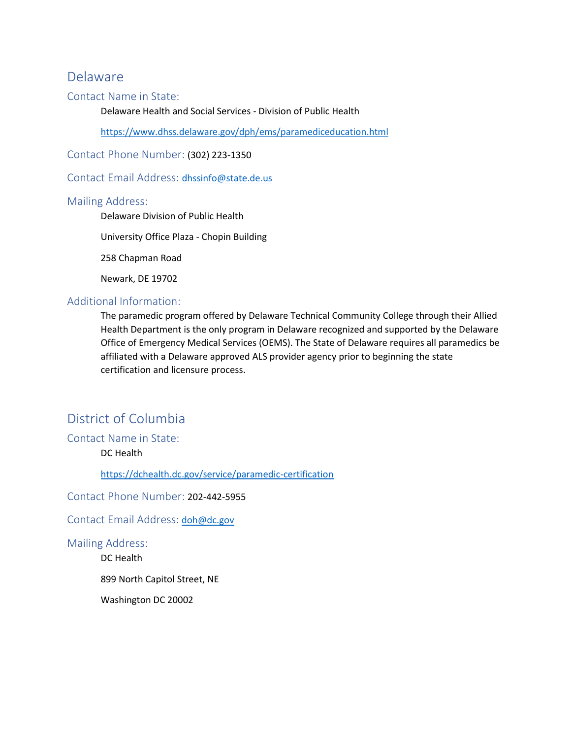## Delaware

### Contact Name in State:

Delaware Health and Social Services - Division of Public Health

https://www.dhss.delaware.gov/dph/ems/paramediceducation.html

### Contact Phone Number: (302) 223-1350

### Contact Email Address: dhssinfo@state.de.us

### Mailing Address:

Delaware Division of Public Health

University Office Plaza - Chopin Building

258 Chapman Road

Newark, DE 19702

### Additional Information:

The paramedic program offered by Delaware Technical Community College through their Allied Health Department is the only program in Delaware recognized and supported by the Delaware Office of Emergency Medical Services (OEMS). The State of Delaware requires all paramedics be affiliated with a Delaware approved ALS provider agency prior to beginning the state certification and licensure process.

## District of Columbia

### Contact Name in State:

DC Health

https://dchealth.dc.gov/service/paramedic-certification

### Contact Phone Number: 202-442-5955

### Contact Email Address: doh@dc.gov

### Mailing Address:

DC Health

899 North Capitol Street, NE

Washington DC 20002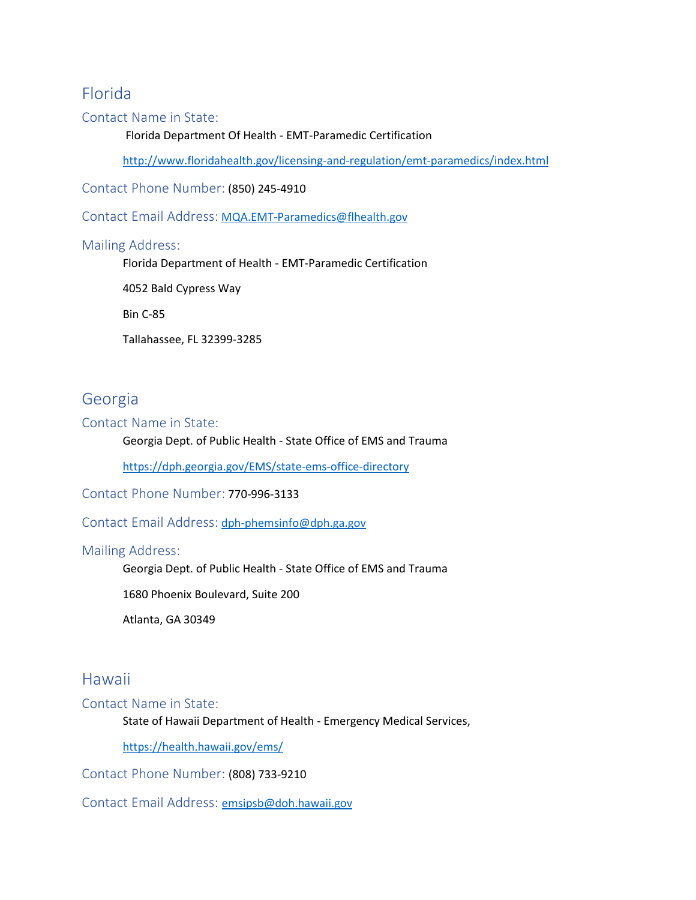## Florida

### Contact Name in State:

Florida Department Of Health - EMT-Paramedic Certification

http://www.floridahealth.gov/licensing-and-regulation/emt-paramedics/index.html

### Contact Phone Number: (850) 245-4910

### Contact Email Address: MQA.EMT-Paramedics@flhealth.gov

### Mailing Address:

Florida Department of Health - EMT-Paramedic Certification

4052 Bald Cypress Way

Bin C-85

Tallahassee, FL 32399-3285

## Georgia

### Contact Name in State:

Georgia Dept. of Public Health - State Office of EMS and Trauma

https://dph.georgia.gov/EMS/state-ems-office-directory

### Contact Phone Number: 770-996-3133

### Contact Email Address: dph-phemsinfo@dph.ga.gov

### Mailing Address:

Georgia Dept. of Public Health - State Office of EMS and Trauma

1680 Phoenix Boulevard, Suite 200

Atlanta, GA 30349

## Hawaii

### Contact Name in State:

State of Hawaii Department of Health - Emergency Medical Services,

https://health.hawaii.gov/ems/

### Contact Phone Number: (808) 733-9210

### Contact Email Address: emsipsb@doh.hawaii.gov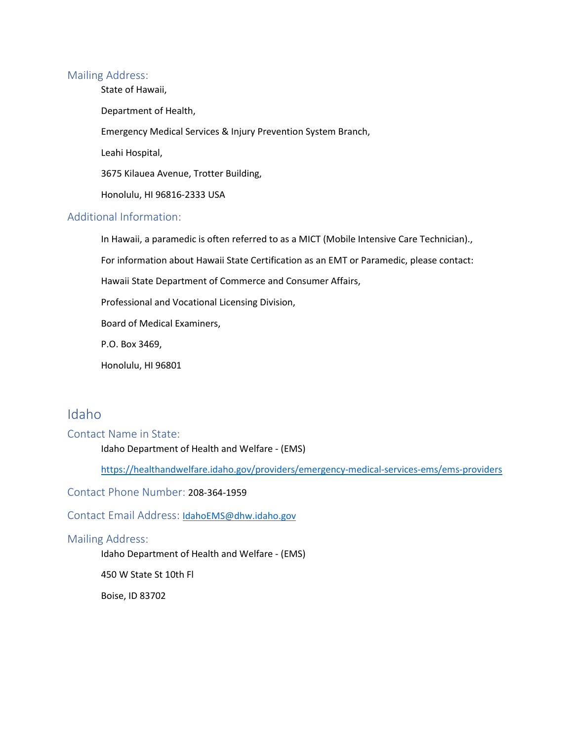### Mailing Address:

State of Hawaii,

Department of Health,

Emergency Medical Services & Injury Prevention System Branch,

Leahi Hospital,

3675 Kilauea Avenue, Trotter Building,

Honolulu, HI 96816-2333 USA

### Additional Information:

In Hawaii, a paramedic is often referred to as a MICT (Mobile Intensive Care Technician).,

For information about Hawaii State Certification as an EMT or Paramedic, please contact:

Hawaii State Department of Commerce and Consumer Affairs,

Professional and Vocational Licensing Division,

Board of Medical Examiners,

P.O. Box 3469,

Honolulu, HI 96801

## Idaho

### Contact Name in State:

Idaho Department of Health and Welfare - (EMS)

[https://healthandwelfare.idaho.gov/providers/emergency-medical-services-ems/ems-providers](https://healthandwelfare.idaho.gov/providers/emergency-medical-services-ems/ems-providers)

### Contact Phone Number: 208-364-1959

### Contact Email Address: [IdahoEMS@dhw.idaho.gov](mailto:IdahoEMS@dhw.idaho.gov)

### Mailing Address:

Idaho Department of Health and Welfare - (EMS)

450 W State St 10th Fl

Boise, ID 83702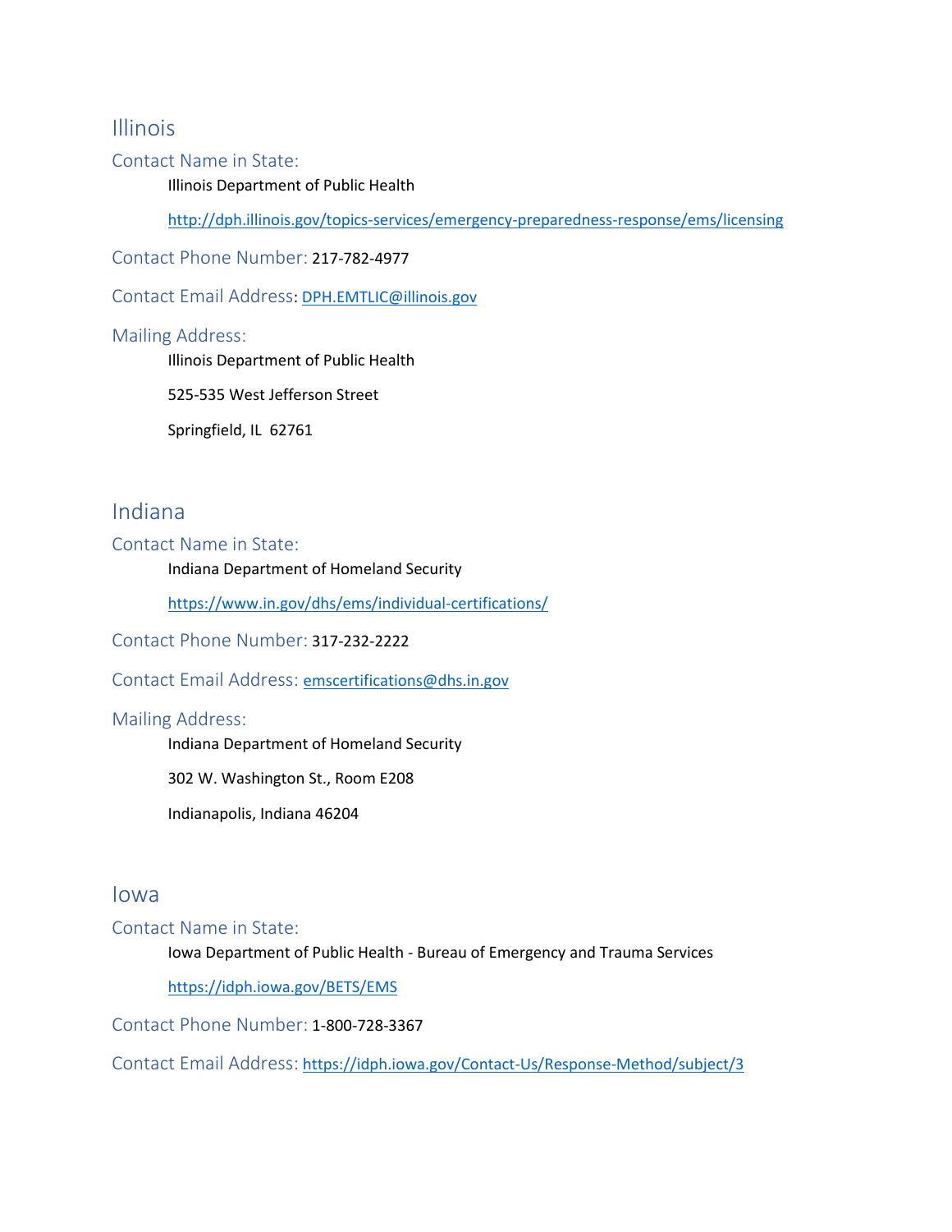## Illinois

### Contact Name in State:

Illinois Department of Public Health

http://dph.illinois.gov/topics-services/emergency-preparedness-response/ems/licensing

### Contact Phone Number: 217-782-4977

### Contact Email Address: DPH.EMTLIC@illinois.gov

### Mailing Address:

Illinois Department of Public Health

525-535 West Jefferson Street

Springfield, IL 62761

## Indiana

### Contact Name in State:

Indiana Department of Homeland Security

https://www.in.gov/dhs/ems/individual-certifications/

### Contact Phone Number: 317-232-2222

### Contact Email Address: emscertifications@dhs.in.gov

### Mailing Address:

Indiana Department of Homeland Security

302 W. Washington St., Room E208

Indianapolis, Indiana 46204

## Iowa

### Contact Name in State:

Iowa Department of Public Health - Bureau of Emergency and Trauma Services

https://idph.iowa.gov/BETS/EMS

### Contact Phone Number: 1-800-728-3367

### Contact Email Address: https://idph.iowa.gov/Contact-Us/Response-Method/subject/3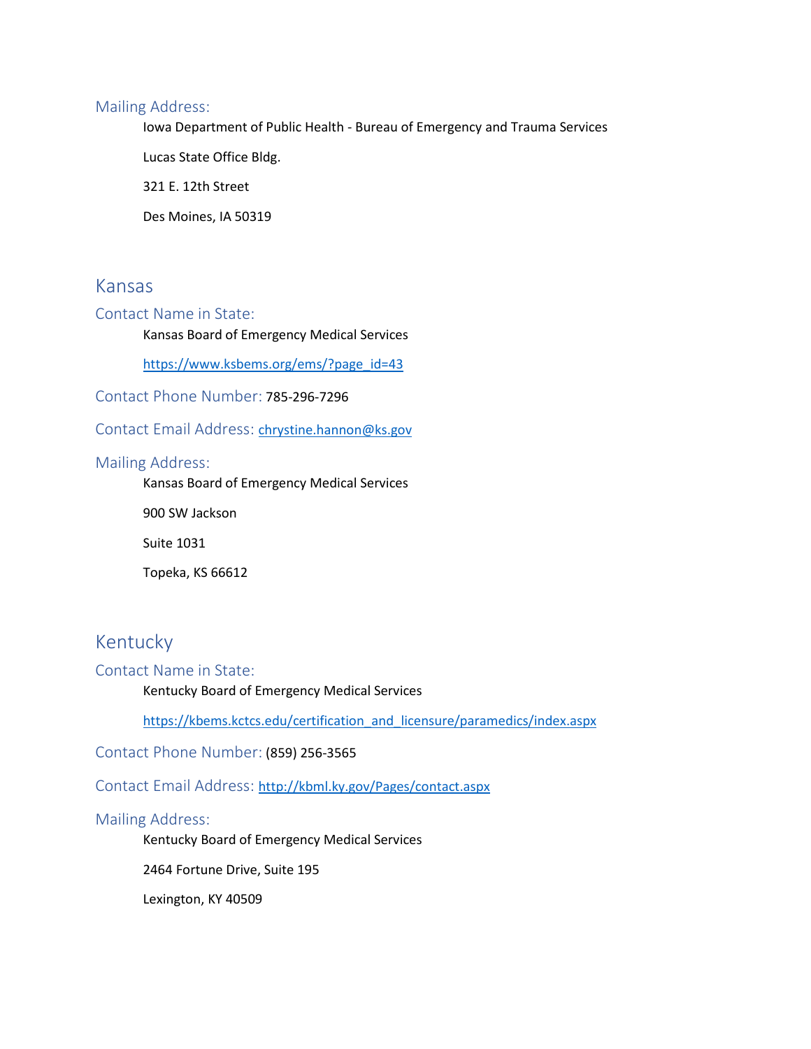### Mailing Address:

Iowa Department of Public Health - Bureau of Emergency and Trauma Services

Lucas State Office Bldg.

321 E. 12th Street

Des Moines, IA 50319

## Kansas

### Contact Name in State:

Kansas Board of Emergency Medical Services

https://www.ksbems.org/ems/?page_id=43

### Contact Phone Number: 785-296-7296

### Contact Email Address: chrystine.hannon@ks.gov

### Mailing Address:

Kansas Board of Emergency Medical Services

900 SW Jackson

Suite 1031

Topeka, KS 66612

## Kentucky

### Contact Name in State:

Kentucky Board of Emergency Medical Services

https://kbems.kctcs.edu/certification_and_licensure/paramedics/index.aspx

### Contact Phone Number: (859) 256-3565

### Contact Email Address: http://kbml.ky.gov/Pages/contact.aspx

### Mailing Address:

Kentucky Board of Emergency Medical Services

2464 Fortune Drive, Suite 195

Lexington, KY 40509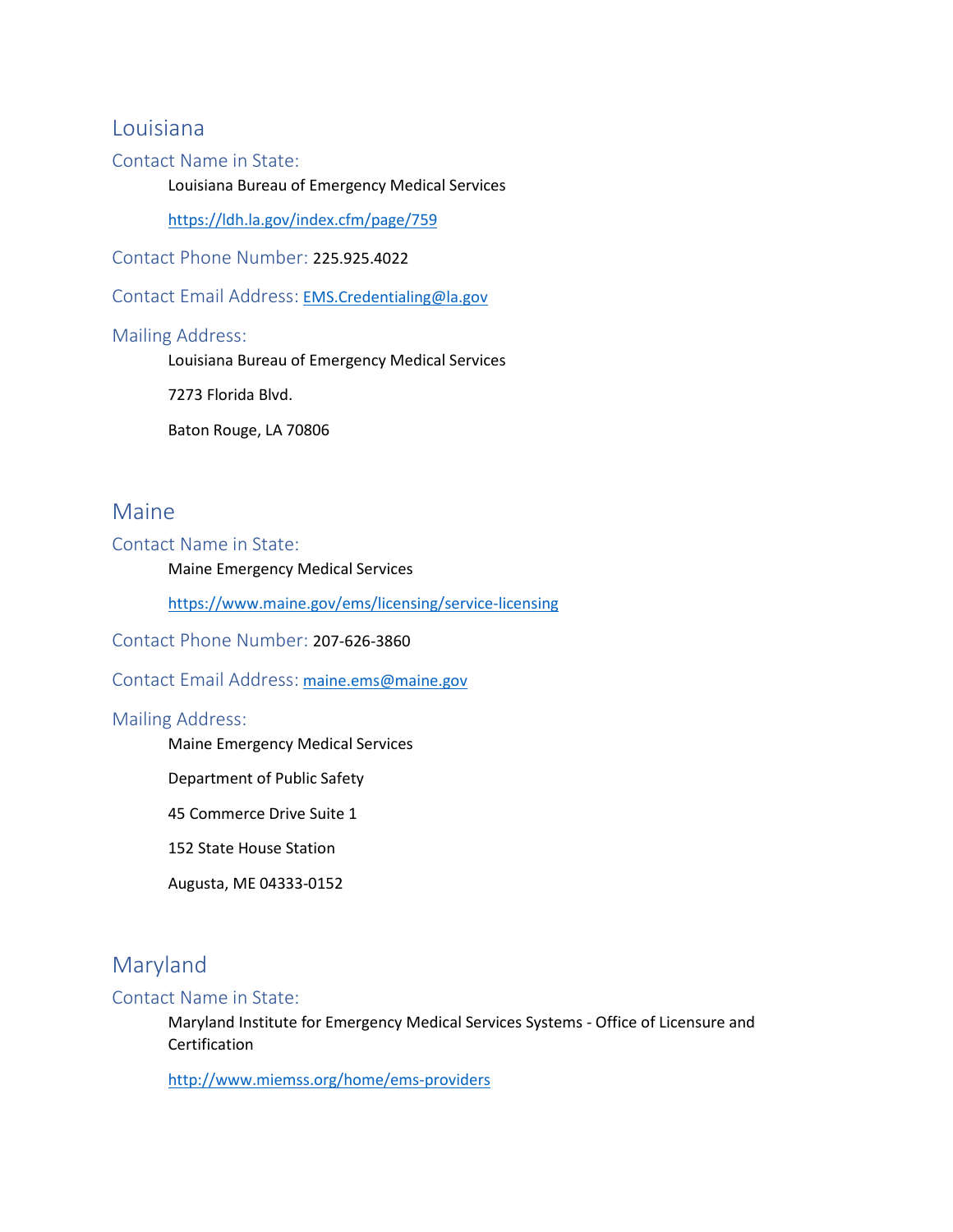## Louisiana

### Contact Name in State:

Louisiana Bureau of Emergency Medical Services

https://ldh.la.gov/index.cfm/page/759

### Contact Phone Number: 225.925.4022

### Contact Email Address: EMS.Credentialing@la.gov

### Mailing Address:

Louisiana Bureau of Emergency Medical Services

7273 Florida Blvd.

Baton Rouge, LA 70806

## Maine

### Contact Name in State:

Maine Emergency Medical Services

https://www.maine.gov/ems/licensing/service-licensing

### Contact Phone Number: 207-626-3860

### Contact Email Address: maine.ems@maine.gov

### Mailing Address:

Maine Emergency Medical Services

Department of Public Safety

45 Commerce Drive Suite 1

152 State House Station

Augusta, ME 04333-0152

## Maryland

### Contact Name in State:

Maryland Institute for Emergency Medical Services Systems - Office of Licensure and Certification

http://www.miemss.org/home/ems-providers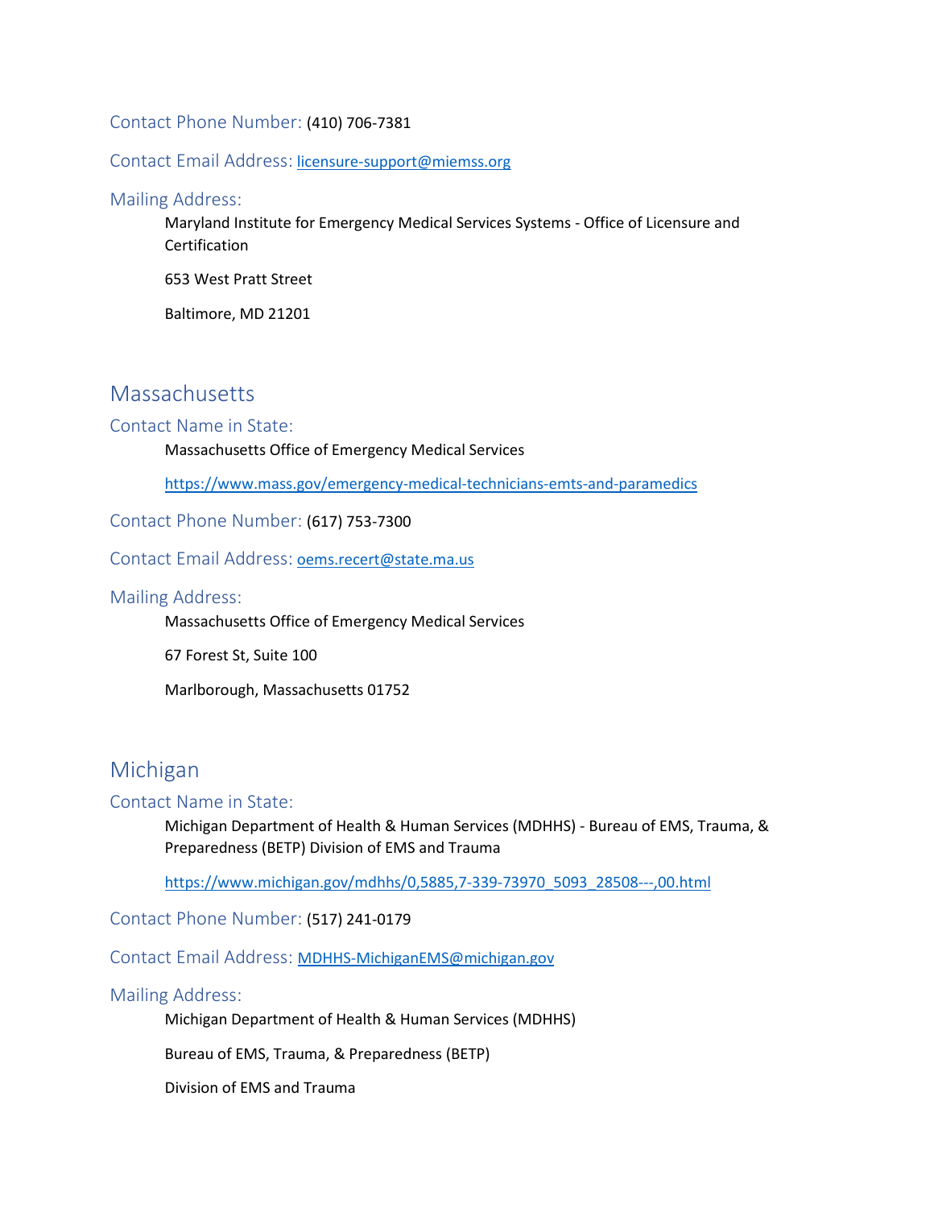Contact Phone Number: (410) 706-7381

Contact Email Address: licensure-support@miemss.org

Mailing Address:

Maryland Institute for Emergency Medical Services Systems - Office of Licensure and Certification

653 West Pratt Street

Baltimore, MD 21201

## Massachusetts

### Contact Name in State:

Massachusetts Office of Emergency Medical Services

https://www.mass.gov/emergency-medical-technicians-emts-and-paramedics

Contact Phone Number: (617) 753-7300

Contact Email Address: oems.recert@state.ma.us

Mailing Address:

Massachusetts Office of Emergency Medical Services

67 Forest St, Suite 100

Marlborough, Massachusetts 01752

## Michigan

### Contact Name in State:

Michigan Department of Health & Human Services (MDHHS) - Bureau of EMS, Trauma, & Preparedness (BETP) Division of EMS and Trauma

https://www.michigan.gov/mdhhs/0,5885,7-339-73970_5093_28508---,00.html

Contact Phone Number: (517) 241-0179

Contact Email Address: MDHHS-MichiganEMS@michigan.gov

Mailing Address:

Michigan Department of Health & Human Services (MDHHS)

Bureau of EMS, Trauma, & Preparedness (BETP)

Division of EMS and Trauma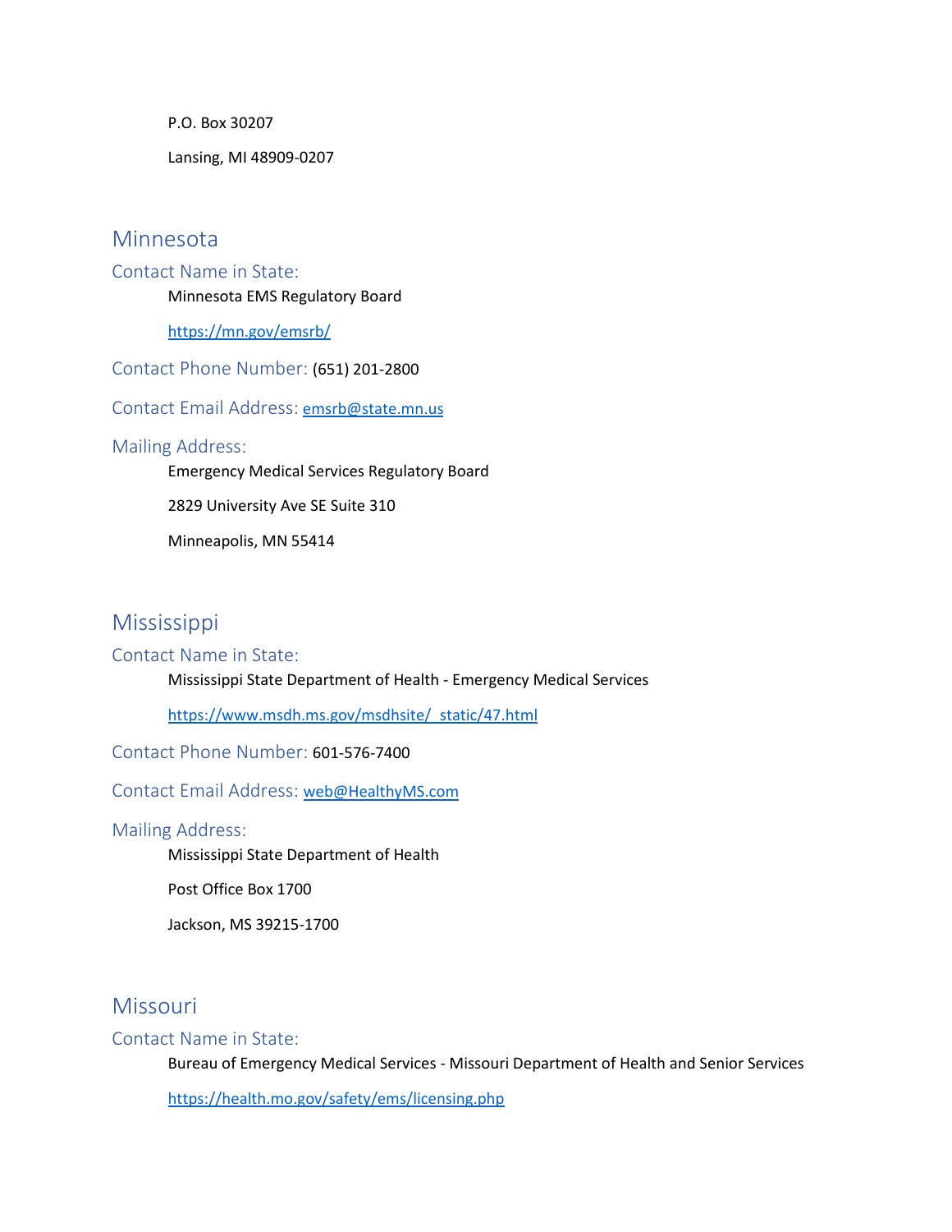P.O. Box 30207

Lansing, MI 48909-0207

## Minnesota

### Contact Name in State:

Minnesota EMS Regulatory Board

https://mn.gov/emsrb/

### Contact Phone Number: (651) 201-2800

### Contact Email Address: emsrb@state.mn.us

### Mailing Address:

Emergency Medical Services Regulatory Board

2829 University Ave SE Suite 310

Minneapolis, MN 55414

## Mississippi

### Contact Name in State:

Mississippi State Department of Health - Emergency Medical Services

https://www.msdh.ms.gov/msdhsite/_static/47.html

### Contact Phone Number: 601-576-7400

### Contact Email Address: web@HealthyMS.com

### Mailing Address:

Mississippi State Department of Health

Post Office Box 1700

Jackson, MS 39215-1700

## Missouri

### Contact Name in State:

Bureau of Emergency Medical Services - Missouri Department of Health and Senior Services

https://health.mo.gov/safety/ems/licensing.php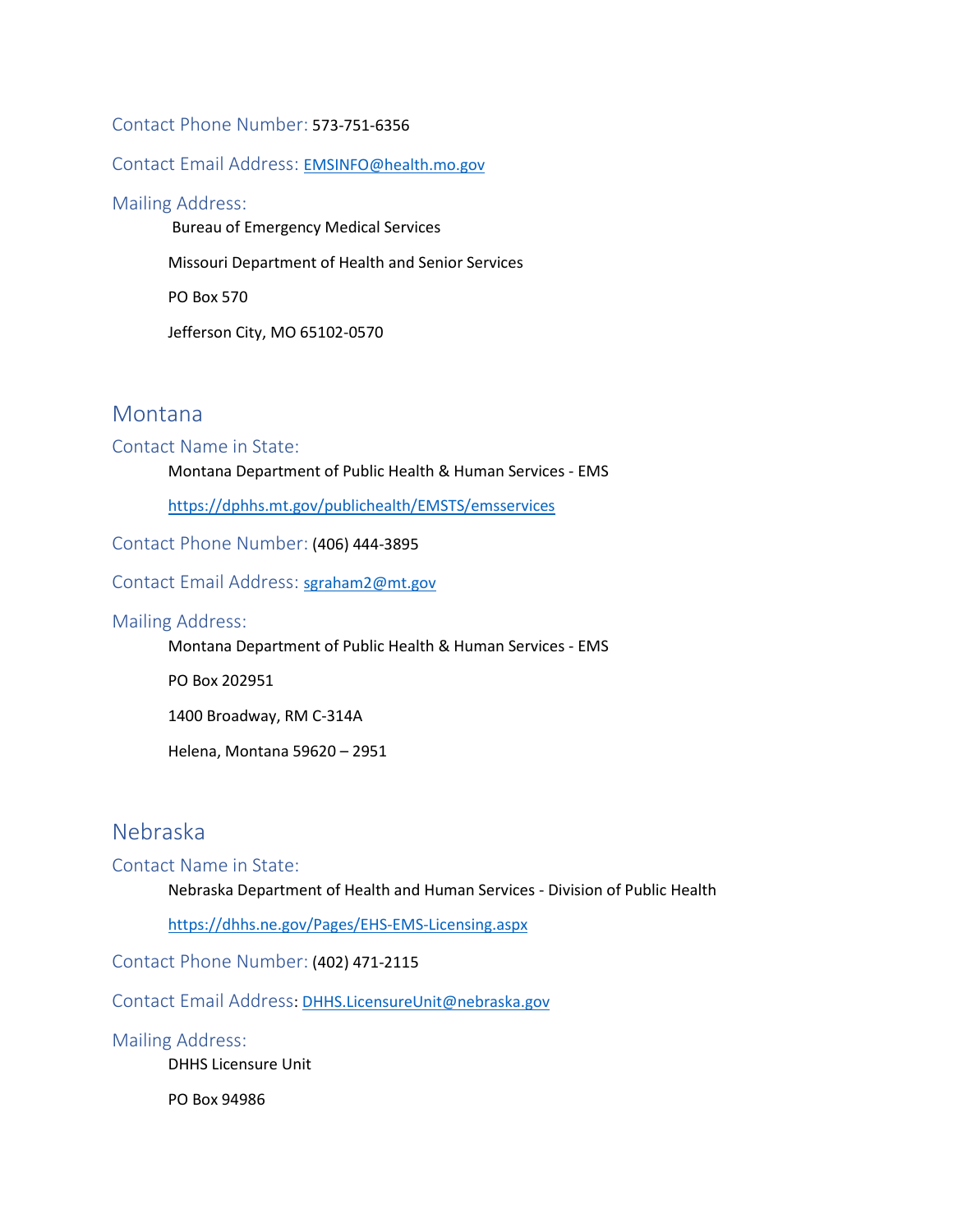Contact Phone Number: 573-751-6356

Contact Email Address: [EMSINFO@health.mo.gov](mailto:EMSINFO@health.mo.gov)

Mailing Address:

Bureau of Emergency Medical Services

Missouri Department of Health and Senior Services

PO Box 570

Jefferson City, MO 65102-0570

## Montana

### Contact Name in State:

Montana Department of Public Health & Human Services - EMS

[https://dphhs.mt.gov/publichealth/EMSTS/emsservices](https://dphhs.mt.gov/publichealth/EMSTS/emsservices)

Contact Phone Number: (406) 444-3895

Contact Email Address: [sgraham2@mt.gov](mailto:sgraham2@mt.gov)

### Mailing Address:

Montana Department of Public Health & Human Services - EMS

PO Box 202951

1400 Broadway, RM C-314A

Helena, Montana 59620 – 2951

## Nebraska

### Contact Name in State:

Nebraska Department of Health and Human Services - Division of Public Health

[https://dhhs.ne.gov/Pages/EHS-EMS-Licensing.aspx](https://dhhs.ne.gov/Pages/EHS-EMS-Licensing.aspx)

Contact Phone Number: (402) 471-2115

Contact Email Address: [DHHS.LicensureUnit@nebraska.gov](mailto:DHHS.LicensureUnit@nebraska.gov)

### Mailing Address:

DHHS Licensure Unit

PO Box 94986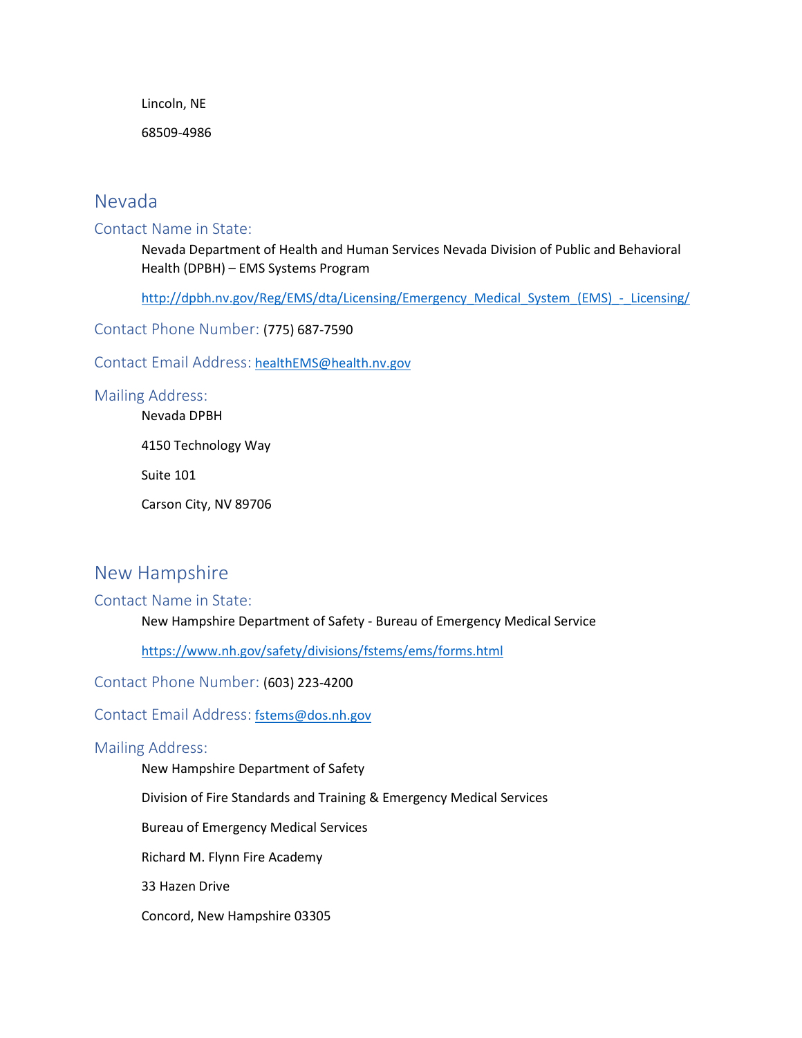Lincoln, NE

68509-4986

## Nevada

### Contact Name in State:

Nevada Department of Health and Human Services Nevada Division of Public and Behavioral Health (DPBH) – EMS Systems Program

http://dpbh.nv.gov/Reg/EMS/dta/Licensing/Emergency_Medical_System_(EMS)_-_Licensing/

### Contact Phone Number: (775) 687-7590

### Contact Email Address: healthEMS@health.nv.gov

### Mailing Address:

Nevada DPBH

4150 Technology Way

Suite 101

Carson City, NV 89706

## New Hampshire

### Contact Name in State:

New Hampshire Department of Safety - Bureau of Emergency Medical Service

https://www.nh.gov/safety/divisions/fstems/ems/forms.html

### Contact Phone Number: (603) 223-4200

### Contact Email Address: fstems@dos.nh.gov

### Mailing Address:

New Hampshire Department of Safety

Division of Fire Standards and Training & Emergency Medical Services

Bureau of Emergency Medical Services

Richard M. Flynn Fire Academy

33 Hazen Drive

Concord, New Hampshire 03305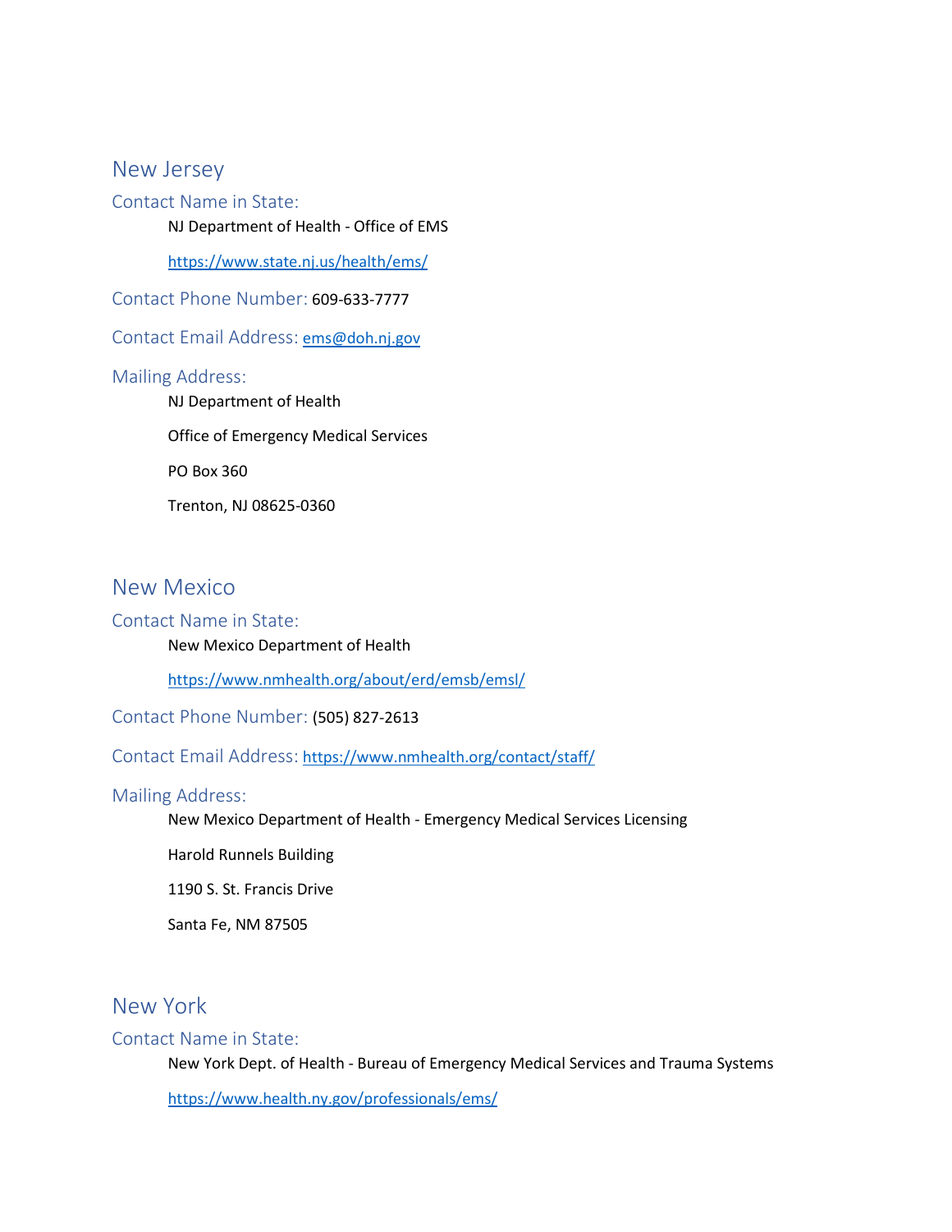## New Jersey

### Contact Name in State:

NJ Department of Health - Office of EMS

https://www.state.nj.us/health/ems/

### Contact Phone Number: 609-633-7777

### Contact Email Address: ems@doh.nj.gov

### Mailing Address:

NJ Department of Health

Office of Emergency Medical Services

PO Box 360

Trenton, NJ 08625-0360

## New Mexico

### Contact Name in State:

New Mexico Department of Health

https://www.nmhealth.org/about/erd/emsb/emsl/

### Contact Phone Number: (505) 827-2613

### Contact Email Address: https://www.nmhealth.org/contact/staff/

### Mailing Address:

New Mexico Department of Health - Emergency Medical Services Licensing

Harold Runnels Building

1190 S. St. Francis Drive

Santa Fe, NM 87505

## New York

### Contact Name in State:

New York Dept. of Health - Bureau of Emergency Medical Services and Trauma Systems

https://www.health.ny.gov/professionals/ems/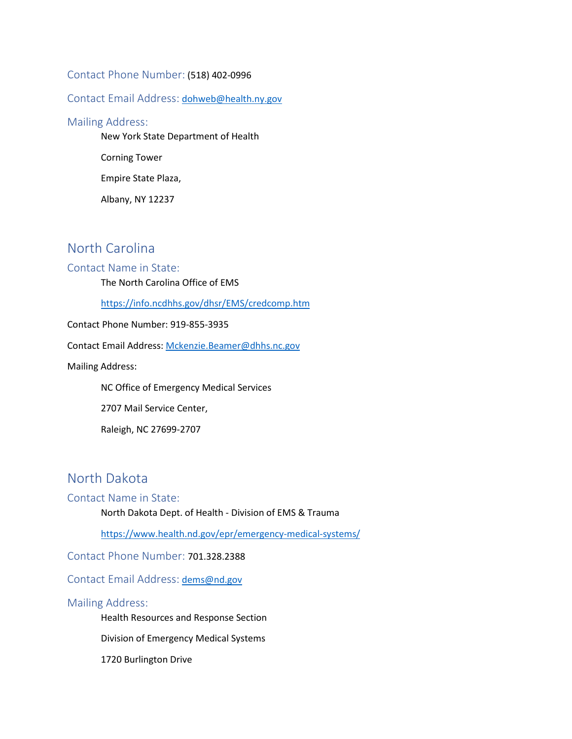### Contact Phone Number: (518) 402-0996

### Contact Email Address: dohweb@health.ny.gov

### Mailing Address:

New York State Department of Health

Corning Tower

Empire State Plaza,

Albany, NY 12237

## North Carolina

### Contact Name in State:

The North Carolina Office of EMS

https://info.ncdhhs.gov/dhsr/EMS/credcomp.htm

Contact Phone Number: 919-855-3935

Contact Email Address: Mckenzie.Beamer@dhhs.nc.gov

Mailing Address:

NC Office of Emergency Medical Services

2707 Mail Service Center,

Raleigh, NC 27699-2707

## North Dakota

### Contact Name in State:

North Dakota Dept. of Health - Division of EMS & Trauma

https://www.health.nd.gov/epr/emergency-medical-systems/

### Contact Phone Number: 701.328.2388

### Contact Email Address: dems@nd.gov

### Mailing Address:

Health Resources and Response Section

Division of Emergency Medical Systems

1720 Burlington Drive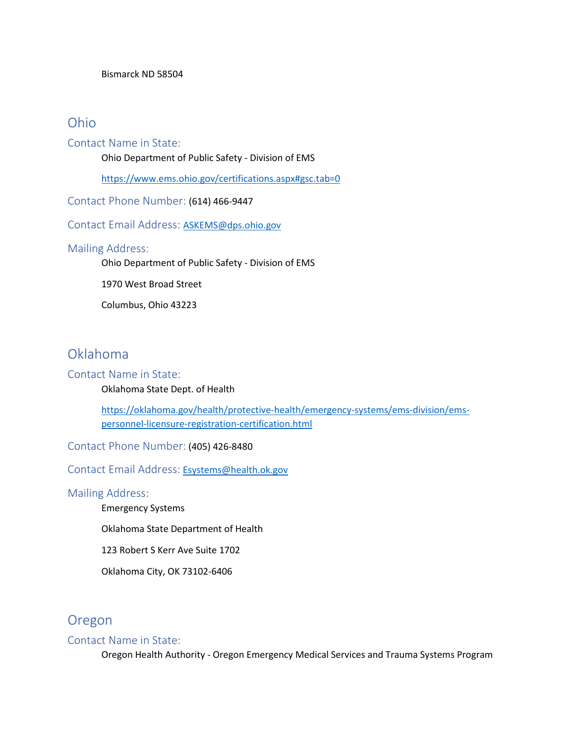Bismarck ND 58504

## Ohio

### Contact Name in State:

Ohio Department of Public Safety - Division of EMS

https://www.ems.ohio.gov/certifications.aspx#gsc.tab=0

### Contact Phone Number: (614) 466-9447

### Contact Email Address: ASKEMS@dps.ohio.gov

### Mailing Address:

Ohio Department of Public Safety - Division of EMS

1970 West Broad Street

Columbus, Ohio 43223

## Oklahoma

### Contact Name in State:

Oklahoma State Dept. of Health

https://oklahoma.gov/health/protective-health/emergency-systems/ems-division/ems-personnel-licensure-registration-certification.html

### Contact Phone Number: (405) 426-8480

### Contact Email Address: Esystems@health.ok.gov

### Mailing Address:

Emergency Systems

Oklahoma State Department of Health

123 Robert S Kerr Ave Suite 1702

Oklahoma City, OK 73102-6406

## Oregon

### Contact Name in State:

Oregon Health Authority - Oregon Emergency Medical Services and Trauma Systems Program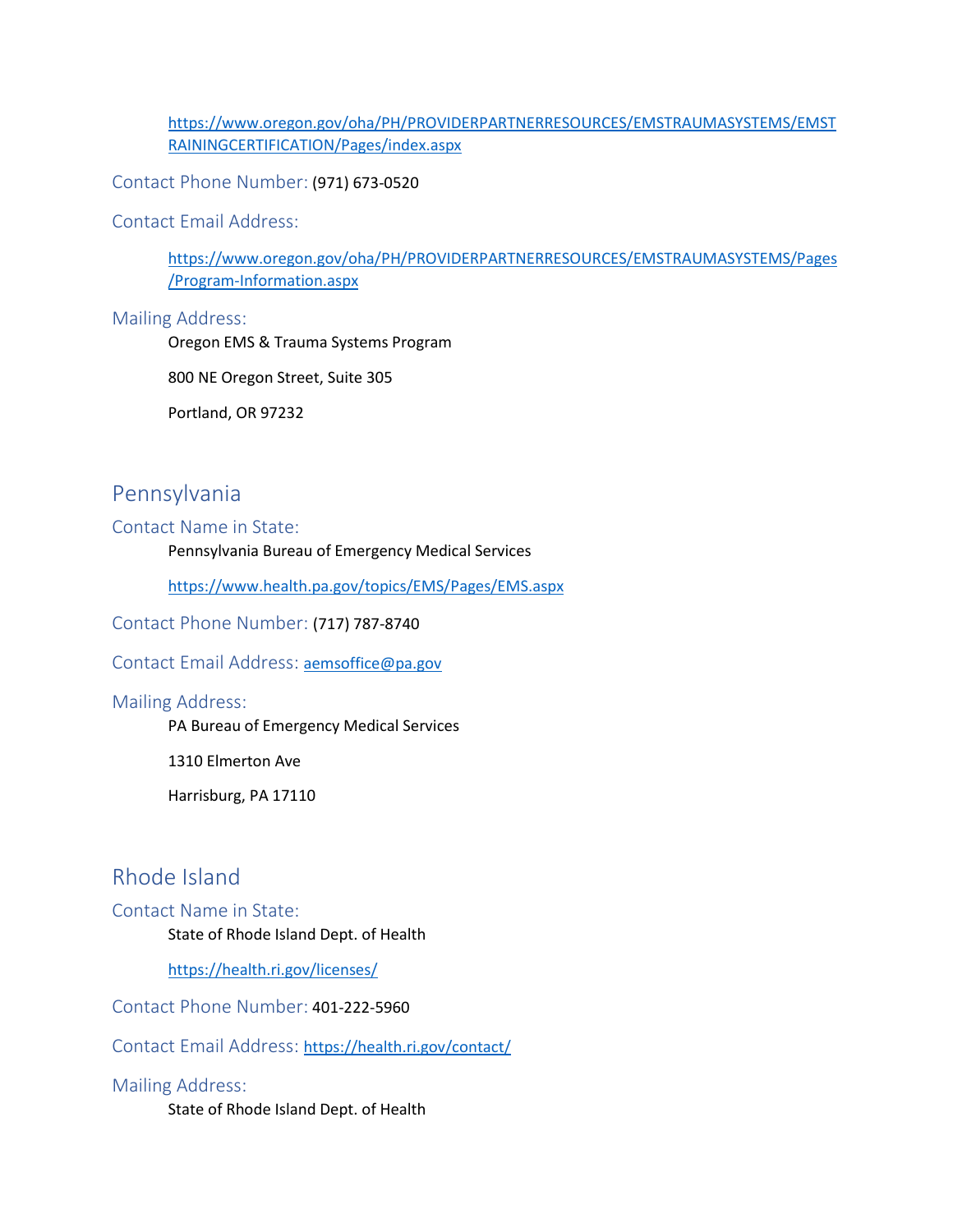https://www.oregon.gov/oha/PH/PROVIDERPARTNERRESOURCES/EMSTRAUMASYSTEMS/EMSTRAININGCERTIFICATION/Pages/index.aspx

### Contact Phone Number: (971) 673-0520

### Contact Email Address:

https://www.oregon.gov/oha/PH/PROVIDERPARTNERRESOURCES/EMSTRAUMASYSTEMS/Pages/Program-Information.aspx

### Mailing Address:

Oregon EMS & Trauma Systems Program

800 NE Oregon Street, Suite 305

Portland, OR 97232

## Pennsylvania

### Contact Name in State:

Pennsylvania Bureau of Emergency Medical Services

https://www.health.pa.gov/topics/EMS/Pages/EMS.aspx

### Contact Phone Number: (717) 787-8740

### Contact Email Address: aemsoffice@pa.gov

### Mailing Address:

PA Bureau of Emergency Medical Services

1310 Elmerton Ave

Harrisburg, PA 17110

## Rhode Island

### Contact Name in State:

State of Rhode Island Dept. of Health

https://health.ri.gov/licenses/

### Contact Phone Number: 401-222-5960

### Contact Email Address: https://health.ri.gov/contact/

### Mailing Address:

State of Rhode Island Dept. of Health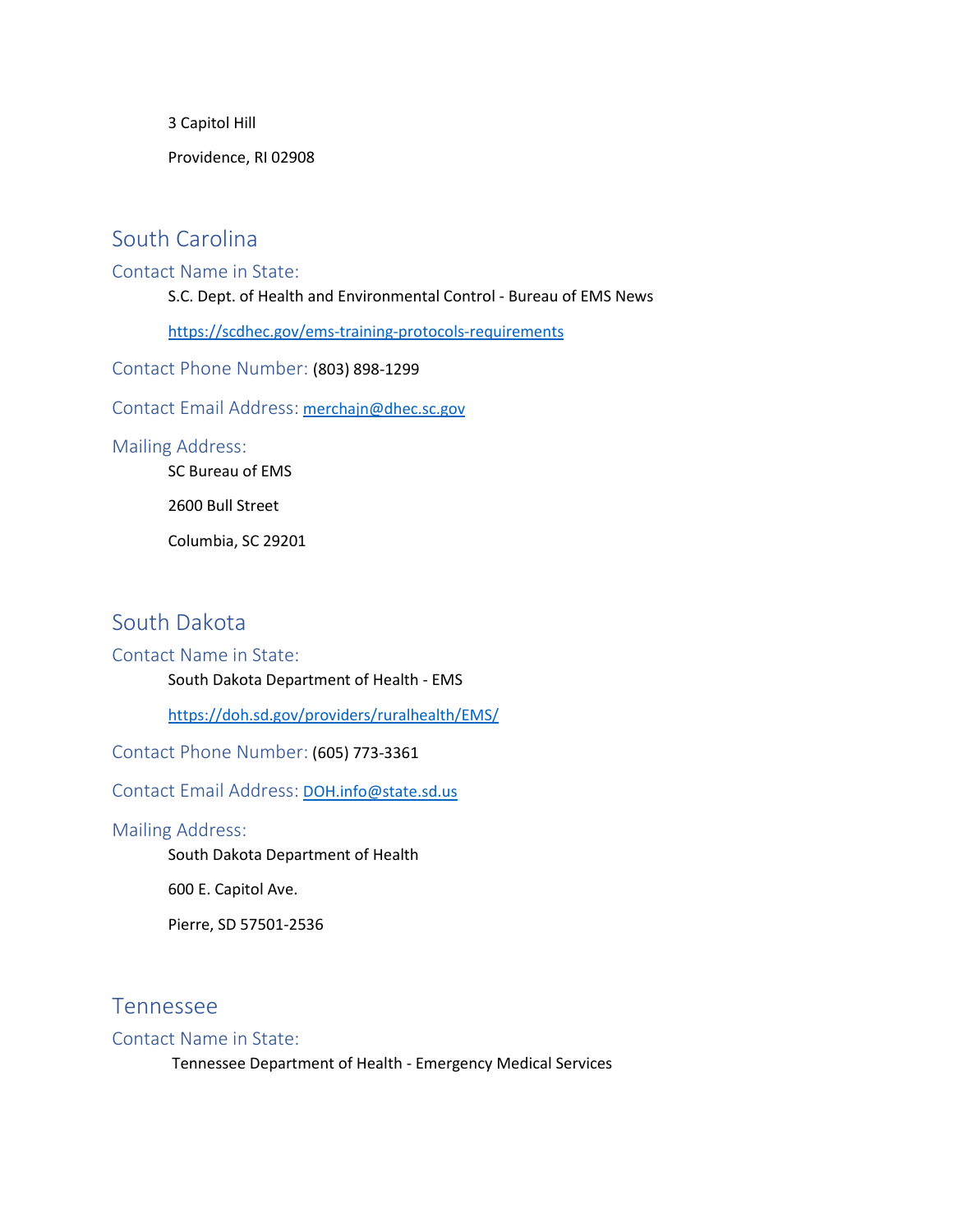3 Capitol Hill

Providence, RI 02908

## South Carolina

### Contact Name in State:

S.C. Dept. of Health and Environmental Control - Bureau of EMS News

https://scdhec.gov/ems-training-protocols-requirements

### Contact Phone Number: (803) 898-1299

### Contact Email Address: merchajn@dhec.sc.gov

### Mailing Address:

SC Bureau of EMS

2600 Bull Street

Columbia, SC 29201

## South Dakota

### Contact Name in State:

South Dakota Department of Health - EMS

https://doh.sd.gov/providers/ruralhealth/EMS/

### Contact Phone Number: (605) 773-3361

### Contact Email Address: DOH.info@state.sd.us

### Mailing Address:

South Dakota Department of Health

600 E. Capitol Ave.

Pierre, SD 57501-2536

## Tennessee

### Contact Name in State:

Tennessee Department of Health - Emergency Medical Services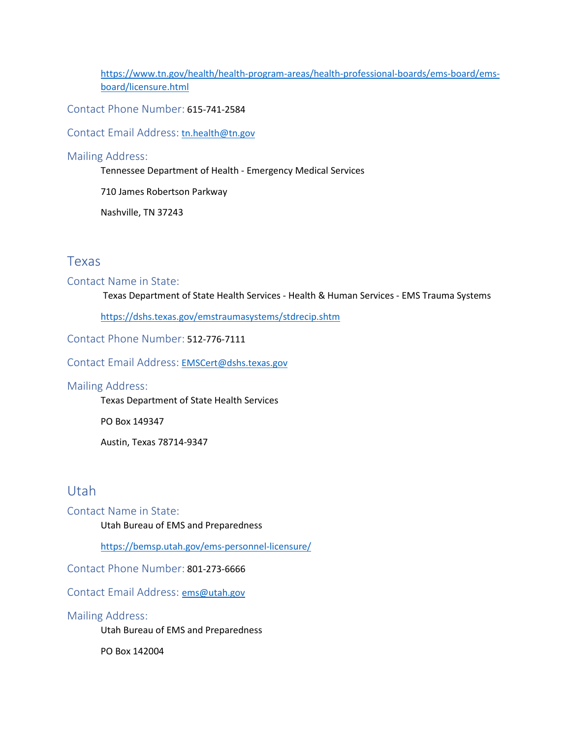https://www.tn.gov/health/health-program-areas/health-professional-boards/ems-board/ems-board/licensure.html

### Contact Phone Number: 615-741-2584

### Contact Email Address: tn.health@tn.gov

### Mailing Address:

Tennessee Department of Health - Emergency Medical Services

710 James Robertson Parkway

Nashville, TN 37243

## Texas

### Contact Name in State:

Texas Department of State Health Services - Health & Human Services - EMS Trauma Systems

https://dshs.texas.gov/emstraumasystems/stdrecip.shtm

### Contact Phone Number: 512-776-7111

### Contact Email Address: EMSCert@dshs.texas.gov

### Mailing Address:

Texas Department of State Health Services

PO Box 149347

Austin, Texas 78714-9347

## Utah

### Contact Name in State:

Utah Bureau of EMS and Preparedness

https://bemsp.utah.gov/ems-personnel-licensure/

### Contact Phone Number: 801-273-6666

### Contact Email Address: ems@utah.gov

### Mailing Address:

Utah Bureau of EMS and Preparedness

PO Box 142004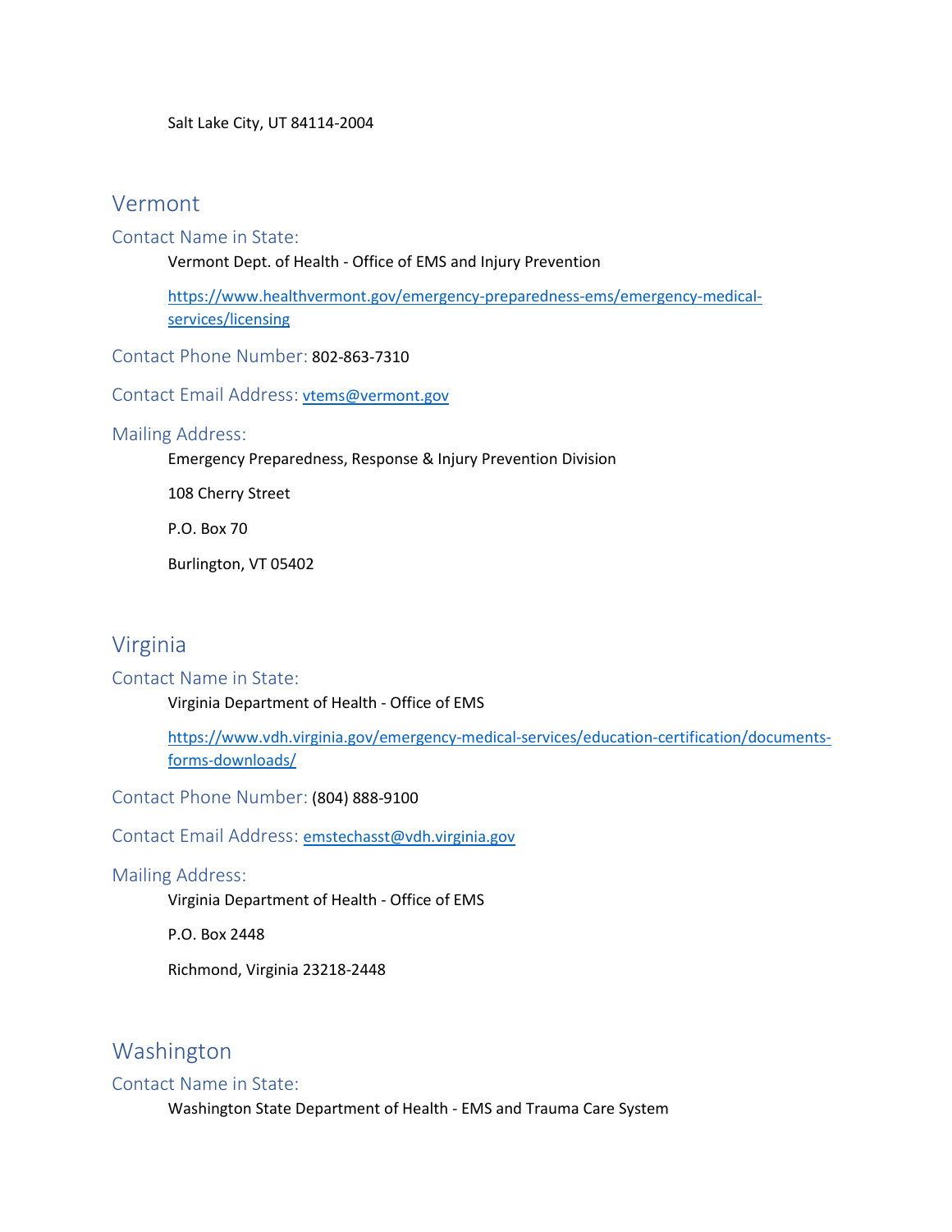Salt Lake City, UT 84114-2004

## Vermont

### Contact Name in State:

Vermont Dept. of Health - Office of EMS and Injury Prevention

https://www.healthvermont.gov/emergency-preparedness-ems/emergency-medical-services/licensing

### Contact Phone Number: 802-863-7310

### Contact Email Address: vtems@vermont.gov

### Mailing Address:

Emergency Preparedness, Response & Injury Prevention Division

108 Cherry Street

P.O. Box 70

Burlington, VT 05402

## Virginia

### Contact Name in State:

Virginia Department of Health - Office of EMS

https://www.vdh.virginia.gov/emergency-medical-services/education-certification/documents-forms-downloads/

### Contact Phone Number: (804) 888-9100

### Contact Email Address: emstechasst@vdh.virginia.gov

### Mailing Address:

Virginia Department of Health - Office of EMS

P.O. Box 2448

Richmond, Virginia 23218-2448

## Washington

### Contact Name in State:

Washington State Department of Health - EMS and Trauma Care System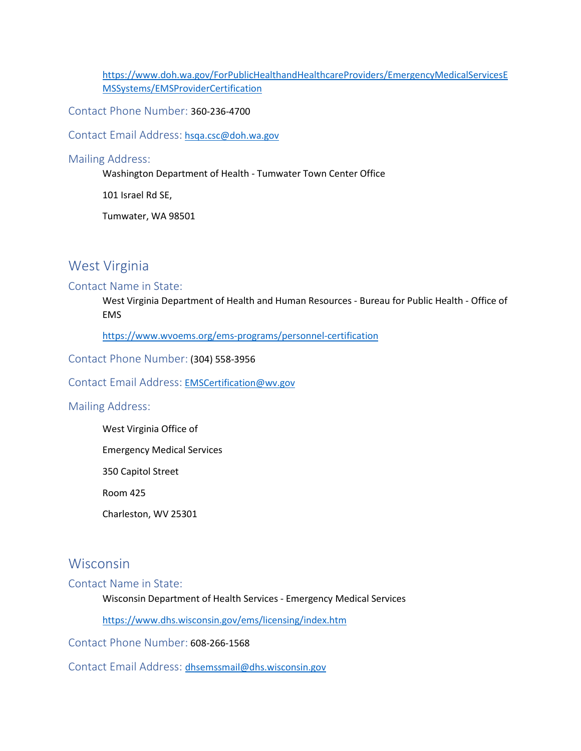https://www.doh.wa.gov/ForPublicHealthandHealthcareProviders/EmergencyMedicalServicesEMSSystems/EMSProviderCertification

### Contact Phone Number: 360-236-4700

### Contact Email Address: hsqa.csc@doh.wa.gov

### Mailing Address:

Washington Department of Health - Tumwater Town Center Office

101 Israel Rd SE,

Tumwater, WA 98501

## West Virginia

### Contact Name in State:

West Virginia Department of Health and Human Resources - Bureau for Public Health - Office of EMS

https://www.wvoems.org/ems-programs/personnel-certification

### Contact Phone Number: (304) 558-3956

### Contact Email Address: EMSCertification@wv.gov

### Mailing Address:

West Virginia Office of

Emergency Medical Services

350 Capitol Street

Room 425

Charleston, WV 25301

## Wisconsin

### Contact Name in State:

Wisconsin Department of Health Services - Emergency Medical Services

https://www.dhs.wisconsin.gov/ems/licensing/index.htm

### Contact Phone Number: 608-266-1568

### Contact Email Address: dhsemssmail@dhs.wisconsin.gov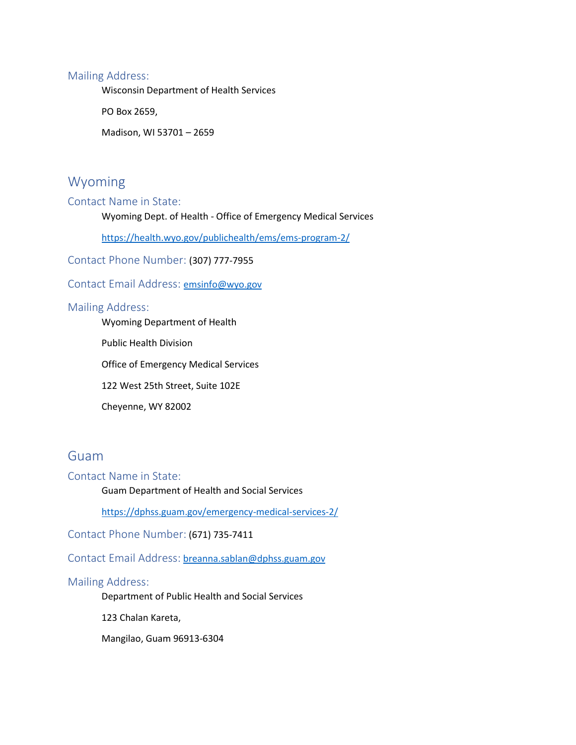### Mailing Address:

Wisconsin Department of Health Services

PO Box 2659,

Madison, WI 53701 – 2659

## Wyoming

### Contact Name in State:

Wyoming Dept. of Health - Office of Emergency Medical Services

https://health.wyo.gov/publichealth/ems/ems-program-2/

### Contact Phone Number: (307) 777-7955

### Contact Email Address: emsinfo@wyo.gov

### Mailing Address:

Wyoming Department of Health

Public Health Division

Office of Emergency Medical Services

122 West 25th Street, Suite 102E

Cheyenne, WY 82002

## Guam

### Contact Name in State:

Guam Department of Health and Social Services

https://dphss.guam.gov/emergency-medical-services-2/

### Contact Phone Number: (671) 735-7411

### Contact Email Address: breanna.sablan@dphss.guam.gov

### Mailing Address:

Department of Public Health and Social Services

123 Chalan Kareta,

Mangilao, Guam 96913-6304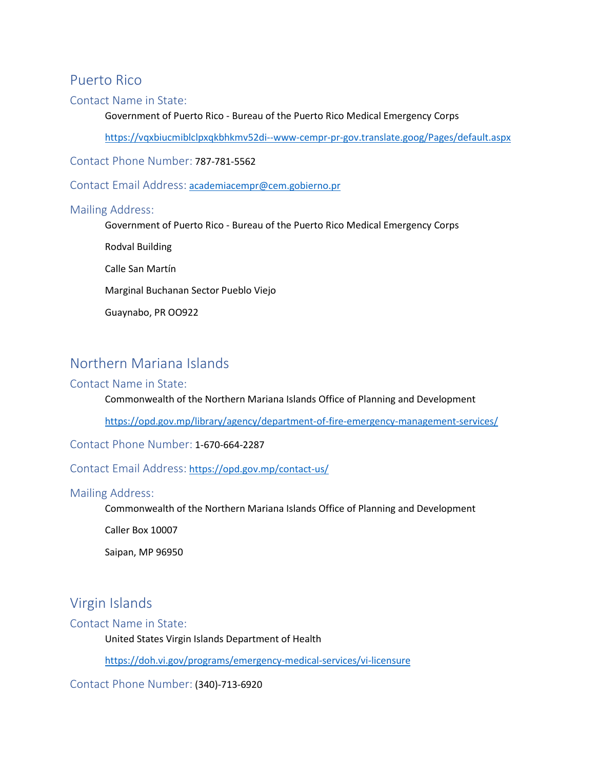## Puerto Rico

### Contact Name in State:

Government of Puerto Rico - Bureau of the Puerto Rico Medical Emergency Corps

https://vqxbiucmiblclpxqkbhkmv52di--www-cempr-pr-gov.translate.goog/Pages/default.aspx

### Contact Phone Number: 787-781-5562

### Contact Email Address: academiacempr@cem.gobierno.pr

### Mailing Address:

Government of Puerto Rico - Bureau of the Puerto Rico Medical Emergency Corps

Rodval Building

Calle San Martín

Marginal Buchanan Sector Pueblo Viejo

Guaynabo, PR OO922

## Northern Mariana Islands

### Contact Name in State:

Commonwealth of the Northern Mariana Islands Office of Planning and Development

https://opd.gov.mp/library/agency/department-of-fire-emergency-management-services/

### Contact Phone Number: 1-670-664-2287

### Contact Email Address: https://opd.gov.mp/contact-us/

### Mailing Address:

Commonwealth of the Northern Mariana Islands Office of Planning and Development

Caller Box 10007

Saipan, MP 96950

## Virgin Islands

### Contact Name in State:

United States Virgin Islands Department of Health

https://doh.vi.gov/programs/emergency-medical-services/vi-licensure

### Contact Phone Number: (340)-713-6920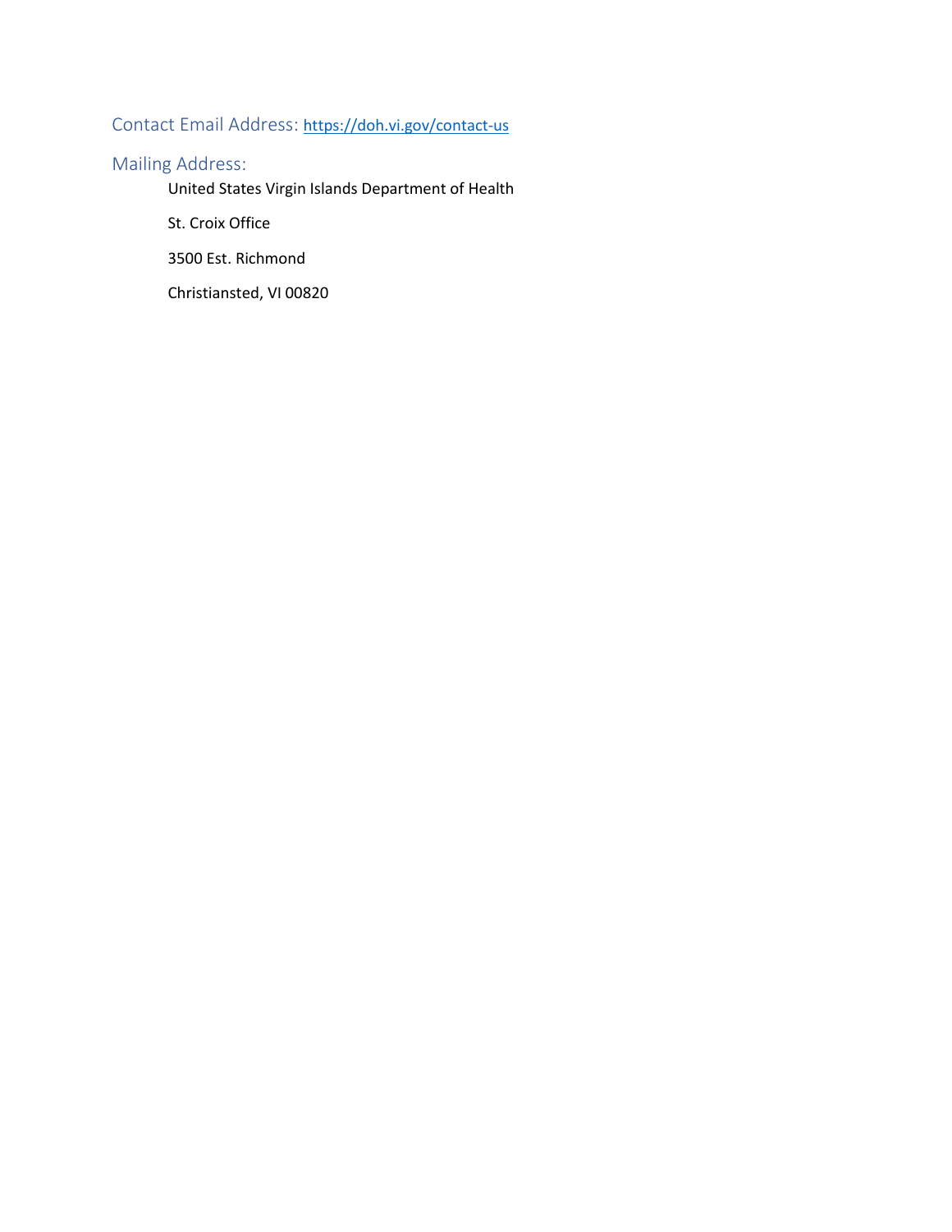## Contact Email Address: https://doh.vi.gov/contact-us

## Mailing Address:

United States Virgin Islands Department of Health

St. Croix Office

3500 Est. Richmond

Christiansted, VI 00820